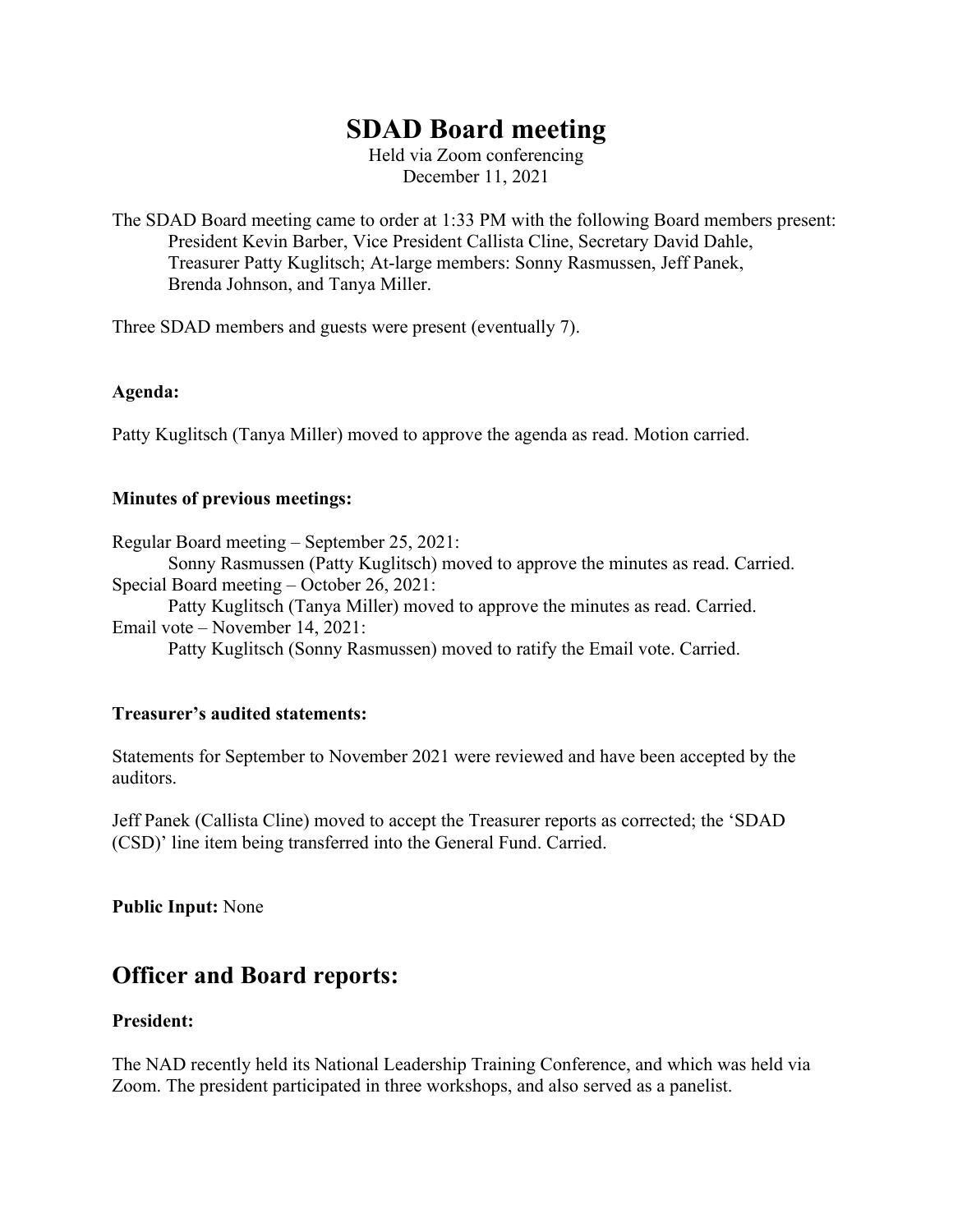# SDAD Board meeting

Held via Zoom conferencing
December 11, 2021

The SDAD Board meeting came to order at 1:33 PM with the following Board members present:
President Kevin Barber, Vice President Callista Cline, Secretary David Dahle,
Treasurer Patty Kuglitsch; At-large members: Sonny Rasmussen, Jeff Panek,
Brenda Johnson, and Tanya Miller.

Three SDAD members and guests were present (eventually 7).

**Agenda:**

Patty Kuglitsch (Tanya Miller) moved to approve the agenda as read. Motion carried.

**Minutes of previous meetings:**

Regular Board meeting – September 25, 2021:
Sonny Rasmussen (Patty Kuglitsch) moved to approve the minutes as read. Carried.
Special Board meeting – October 26, 2021:
Patty Kuglitsch (Tanya Miller) moved to approve the minutes as read. Carried.
Email vote – November 14, 2021:
Patty Kuglitsch (Sonny Rasmussen) moved to ratify the Email vote. Carried.

**Treasurer's audited statements:**

Statements for September to November 2021 were reviewed and have been accepted by the auditors.

Jeff Panek (Callista Cline) moved to accept the Treasurer reports as corrected; the 'SDAD (CSD)' line item being transferred into the General Fund. Carried.

**Public Input:** None

## Officer and Board reports:

**President:**

The NAD recently held its National Leadership Training Conference, and which was held via Zoom. The president participated in three workshops, and also served as a panelist.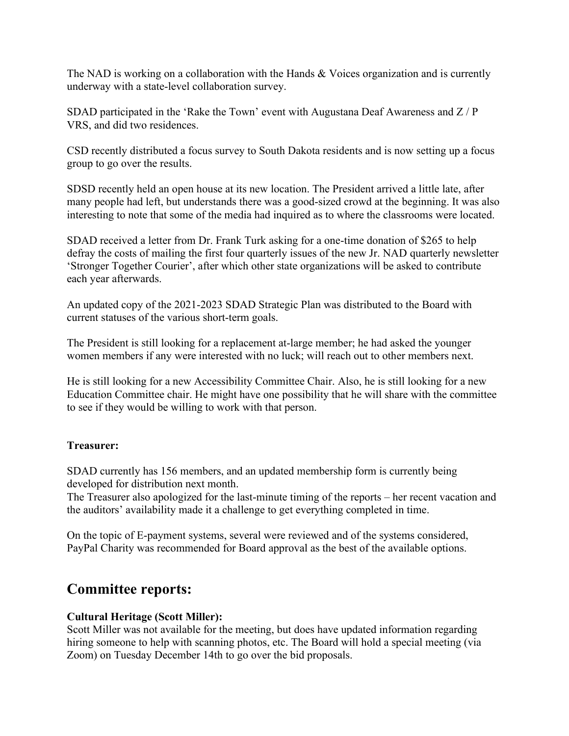The NAD is working on a collaboration with the Hands & Voices organization and is currently underway with a state-level collaboration survey.

SDAD participated in the 'Rake the Town' event with Augustana Deaf Awareness and Z / P VRS, and did two residences.

CSD recently distributed a focus survey to South Dakota residents and is now setting up a focus group to go over the results.

SDSD recently held an open house at its new location. The President arrived a little late, after many people had left, but understands there was a good-sized crowd at the beginning. It was also interesting to note that some of the media had inquired as to where the classrooms were located.

SDAD received a letter from Dr. Frank Turk asking for a one-time donation of $265 to help defray the costs of mailing the first four quarterly issues of the new Jr. NAD quarterly newsletter 'Stronger Together Courier', after which other state organizations will be asked to contribute each year afterwards.

An updated copy of the 2021-2023 SDAD Strategic Plan was distributed to the Board with current statuses of the various short-term goals.

The President is still looking for a replacement at-large member; he had asked the younger women members if any were interested with no luck; will reach out to other members next.

He is still looking for a new Accessibility Committee Chair. Also, he is still looking for a new Education Committee chair. He might have one possibility that he will share with the committee to see if they would be willing to work with that person.

**Treasurer:**

SDAD currently has 156 members, and an updated membership form is currently being developed for distribution next month.
The Treasurer also apologized for the last-minute timing of the reports – her recent vacation and the auditors' availability made it a challenge to get everything completed in time.

On the topic of E-payment systems, several were reviewed and of the systems considered, PayPal Charity was recommended for Board approval as the best of the available options.

## Committee reports:

**Cultural Heritage (Scott Miller):**
Scott Miller was not available for the meeting, but does have updated information regarding hiring someone to help with scanning photos, etc. The Board will hold a special meeting (via Zoom) on Tuesday December 14th to go over the bid proposals.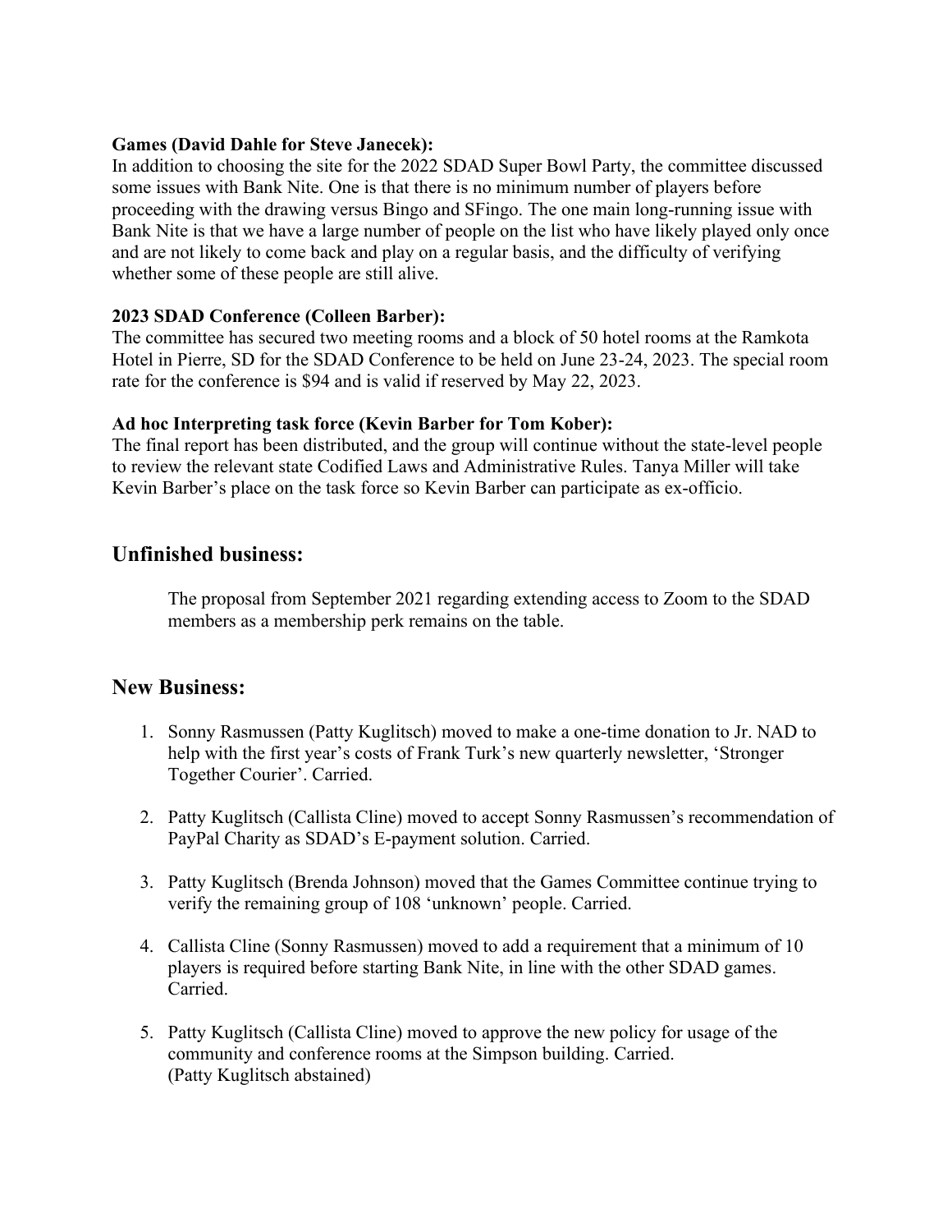**Games (David Dahle for Steve Janecek):**
In addition to choosing the site for the 2022 SDAD Super Bowl Party, the committee discussed some issues with Bank Nite. One is that there is no minimum number of players before proceeding with the drawing versus Bingo and SFingo. The one main long-running issue with Bank Nite is that we have a large number of people on the list who have likely played only once and are not likely to come back and play on a regular basis, and the difficulty of verifying whether some of these people are still alive.

**2023 SDAD Conference (Colleen Barber):**
The committee has secured two meeting rooms and a block of 50 hotel rooms at the Ramkota Hotel in Pierre, SD for the SDAD Conference to be held on June 23-24, 2023. The special room rate for the conference is $94 and is valid if reserved by May 22, 2023.

**Ad hoc Interpreting task force (Kevin Barber for Tom Kober):**
The final report has been distributed, and the group will continue without the state-level people to review the relevant state Codified Laws and Administrative Rules. Tanya Miller will take Kevin Barber's place on the task force so Kevin Barber can participate as ex-officio.

## Unfinished business:

The proposal from September 2021 regarding extending access to Zoom to the SDAD members as a membership perk remains on the table.

## New Business:

1. Sonny Rasmussen (Patty Kuglitsch) moved to make a one-time donation to Jr. NAD to help with the first year's costs of Frank Turk's new quarterly newsletter, 'Stronger Together Courier'. Carried.

2. Patty Kuglitsch (Callista Cline) moved to accept Sonny Rasmussen's recommendation of PayPal Charity as SDAD's E-payment solution. Carried.

3. Patty Kuglitsch (Brenda Johnson) moved that the Games Committee continue trying to verify the remaining group of 108 'unknown' people. Carried.

4. Callista Cline (Sonny Rasmussen) moved to add a requirement that a minimum of 10 players is required before starting Bank Nite, in line with the other SDAD games. Carried.

5. Patty Kuglitsch (Callista Cline) moved to approve the new policy for usage of the community and conference rooms at the Simpson building. Carried.
   (Patty Kuglitsch abstained)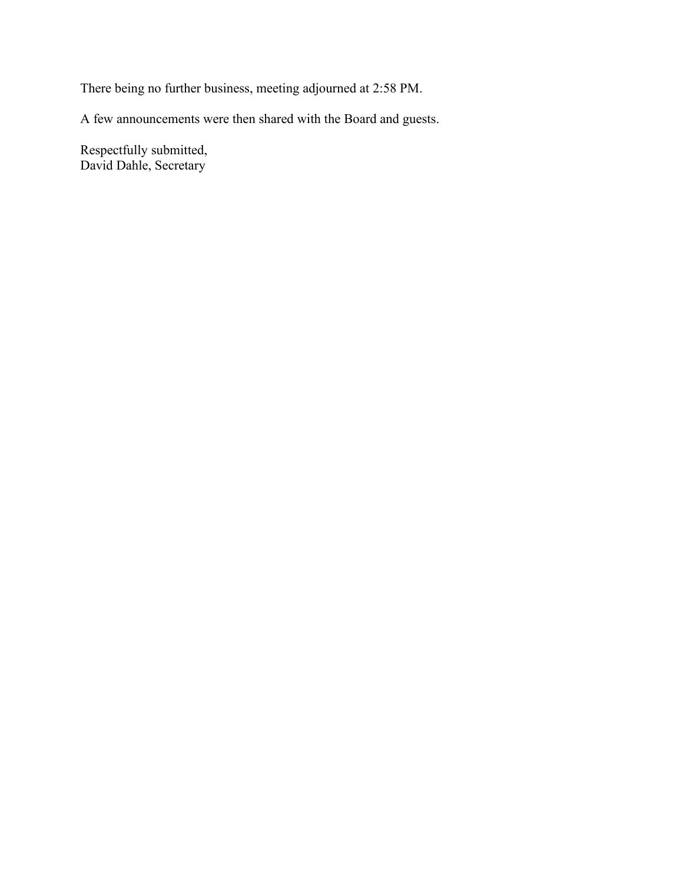There being no further business, meeting adjourned at 2:58 PM.

A few announcements were then shared with the Board and guests.

Respectfully submitted,
David Dahle, Secretary